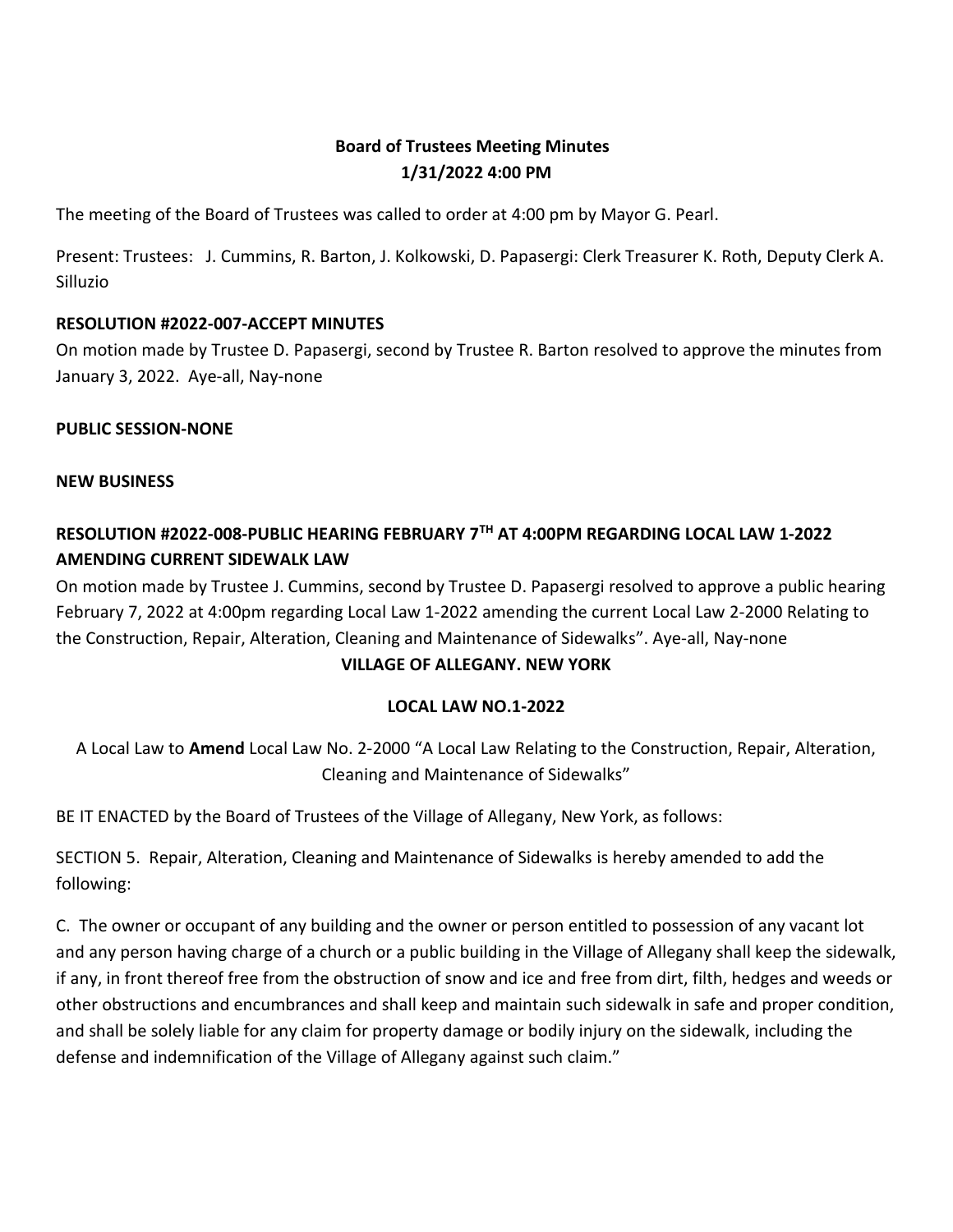**Board of Trustees Meeting Minutes**
**1/31/2022 4:00 PM**

The meeting of the Board of Trustees was called to order at 4:00 pm by Mayor G. Pearl.

Present: Trustees: J. Cummins, R. Barton, J. Kolkowski, D. Papasergi: Clerk Treasurer K. Roth, Deputy Clerk A. Silluzio

**RESOLUTION #2022-007-ACCEPT MINUTES**

On motion made by Trustee D. Papasergi, second by Trustee R. Barton resolved to approve the minutes from January 3, 2022. Aye-all, Nay-none

**PUBLIC SESSION-NONE**

**NEW BUSINESS**

**RESOLUTION #2022-008-PUBLIC HEARING FEBRUARY 7TH AT 4:00PM REGARDING LOCAL LAW 1-2022 AMENDING CURRENT SIDEWALK LAW**

On motion made by Trustee J. Cummins, second by Trustee D. Papasergi resolved to approve a public hearing February 7, 2022 at 4:00pm regarding Local Law 1-2022 amending the current Local Law 2-2000 Relating to the Construction, Repair, Alteration, Cleaning and Maintenance of Sidewalks". Aye-all, Nay-none

**VILLAGE OF ALLEGANY. NEW YORK**

**LOCAL LAW NO.1-2022**

A Local Law to **Amend** Local Law No. 2-2000 "A Local Law Relating to the Construction, Repair, Alteration, Cleaning and Maintenance of Sidewalks"

BE IT ENACTED by the Board of Trustees of the Village of Allegany, New York, as follows:

SECTION 5. Repair, Alteration, Cleaning and Maintenance of Sidewalks is hereby amended to add the following:

C. The owner or occupant of any building and the owner or person entitled to possession of any vacant lot and any person having charge of a church or a public building in the Village of Allegany shall keep the sidewalk, if any, in front thereof free from the obstruction of snow and ice and free from dirt, filth, hedges and weeds or other obstructions and encumbrances and shall keep and maintain such sidewalk in safe and proper condition, and shall be solely liable for any claim for property damage or bodily injury on the sidewalk, including the defense and indemnification of the Village of Allegany against such claim."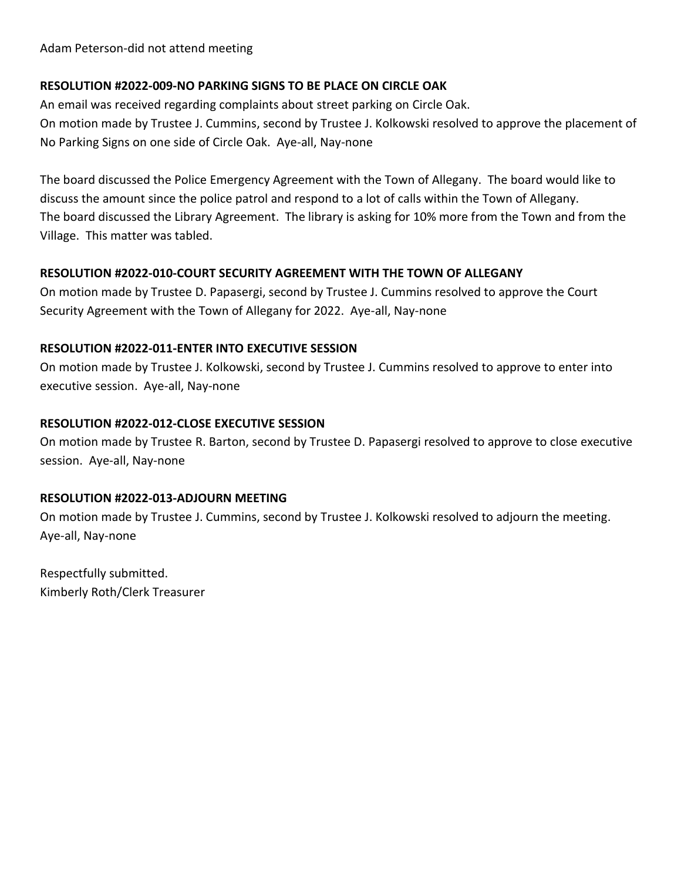Adam Peterson-did not attend meeting

**RESOLUTION #2022-009-NO PARKING SIGNS TO BE PLACE ON CIRCLE OAK**

An email was received regarding complaints about street parking on Circle Oak.
On motion made by Trustee J. Cummins, second by Trustee J. Kolkowski resolved to approve the placement of No Parking Signs on one side of Circle Oak. Aye-all, Nay-none

The board discussed the Police Emergency Agreement with the Town of Allegany. The board would like to discuss the amount since the police patrol and respond to a lot of calls within the Town of Allegany.
The board discussed the Library Agreement. The library is asking for 10% more from the Town and from the Village. This matter was tabled.

**RESOLUTION #2022-010-COURT SECURITY AGREEMENT WITH THE TOWN OF ALLEGANY**

On motion made by Trustee D. Papasergi, second by Trustee J. Cummins resolved to approve the Court Security Agreement with the Town of Allegany for 2022. Aye-all, Nay-none

**RESOLUTION #2022-011-ENTER INTO EXECUTIVE SESSION**

On motion made by Trustee J. Kolkowski, second by Trustee J. Cummins resolved to approve to enter into executive session. Aye-all, Nay-none

**RESOLUTION #2022-012-CLOSE EXECUTIVE SESSION**

On motion made by Trustee R. Barton, second by Trustee D. Papasergi resolved to approve to close executive session. Aye-all, Nay-none

**RESOLUTION #2022-013-ADJOURN MEETING**

On motion made by Trustee J. Cummins, second by Trustee J. Kolkowski resolved to adjourn the meeting. Aye-all, Nay-none

Respectfully submitted.
Kimberly Roth/Clerk Treasurer